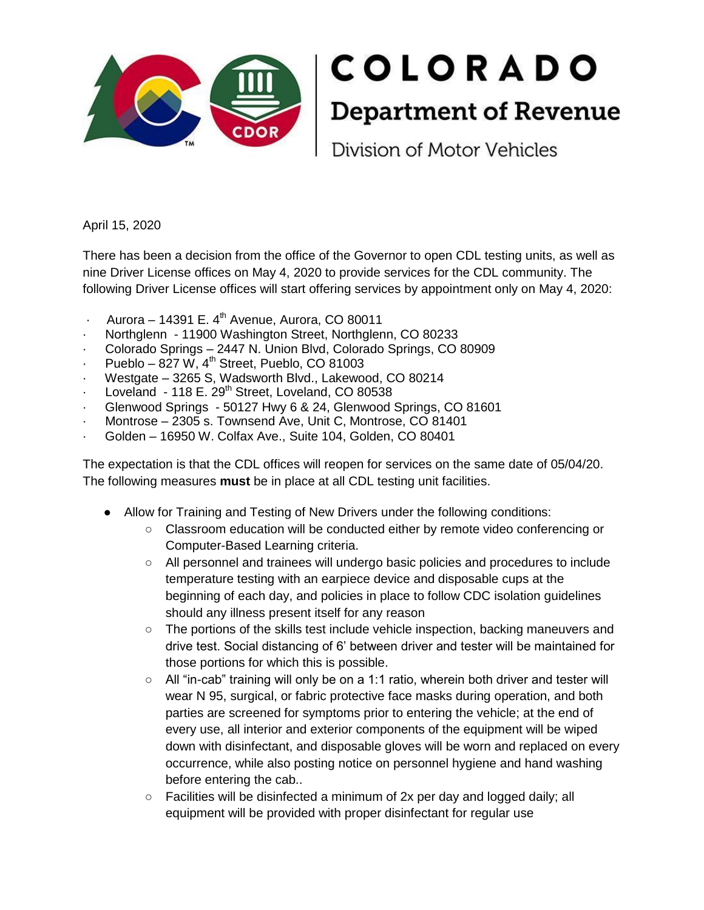# COLORADO

## Department of Revenue

### Division of Motor Vehicles

April 15, 2020

There has been a decision from the office of the Governor to open CDL testing units, as well as nine Driver License offices on May 4, 2020 to provide services for the CDL community. The following Driver License offices will start offering services by appointment only on May 4, 2020:

- Aurora – 14391 E. 4th Avenue, Aurora, CO 80011
- Northglenn - 11900 Washington Street, Northglenn, CO 80233
- Colorado Springs – 2447 N. Union Blvd, Colorado Springs, CO 80909
- Pueblo – 827 W, 4th Street, Pueblo, CO 81003
- Westgate – 3265 S, Wadsworth Blvd., Lakewood, CO 80214
- Loveland - 118 E. 29th Street, Loveland, CO 80538
- Glenwood Springs - 50127 Hwy 6 & 24, Glenwood Springs, CO 81601
- Montrose – 2305 s. Townsend Ave, Unit C, Montrose, CO 81401
- Golden – 16950 W. Colfax Ave., Suite 104, Golden, CO 80401

The expectation is that the CDL offices will reopen for services on the same date of 05/04/20. The following measures **must** be in place at all CDL testing unit facilities.

- Allow for Training and Testing of New Drivers under the following conditions:
  - Classroom education will be conducted either by remote video conferencing or Computer-Based Learning criteria.
  - All personnel and trainees will undergo basic policies and procedures to include temperature testing with an earpiece device and disposable cups at the beginning of each day, and policies in place to follow CDC isolation guidelines should any illness present itself for any reason
  - The portions of the skills test include vehicle inspection, backing maneuvers and drive test. Social distancing of 6' between driver and tester will be maintained for those portions for which this is possible.
  - All "in-cab" training will only be on a 1:1 ratio, wherein both driver and tester will wear N 95, surgical, or fabric protective face masks during operation, and both parties are screened for symptoms prior to entering the vehicle; at the end of every use, all interior and exterior components of the equipment will be wiped down with disinfectant, and disposable gloves will be worn and replaced on every occurrence, while also posting notice on personnel hygiene and hand washing before entering the cab..
  - Facilities will be disinfected a minimum of 2x per day and logged daily; all equipment will be provided with proper disinfectant for regular use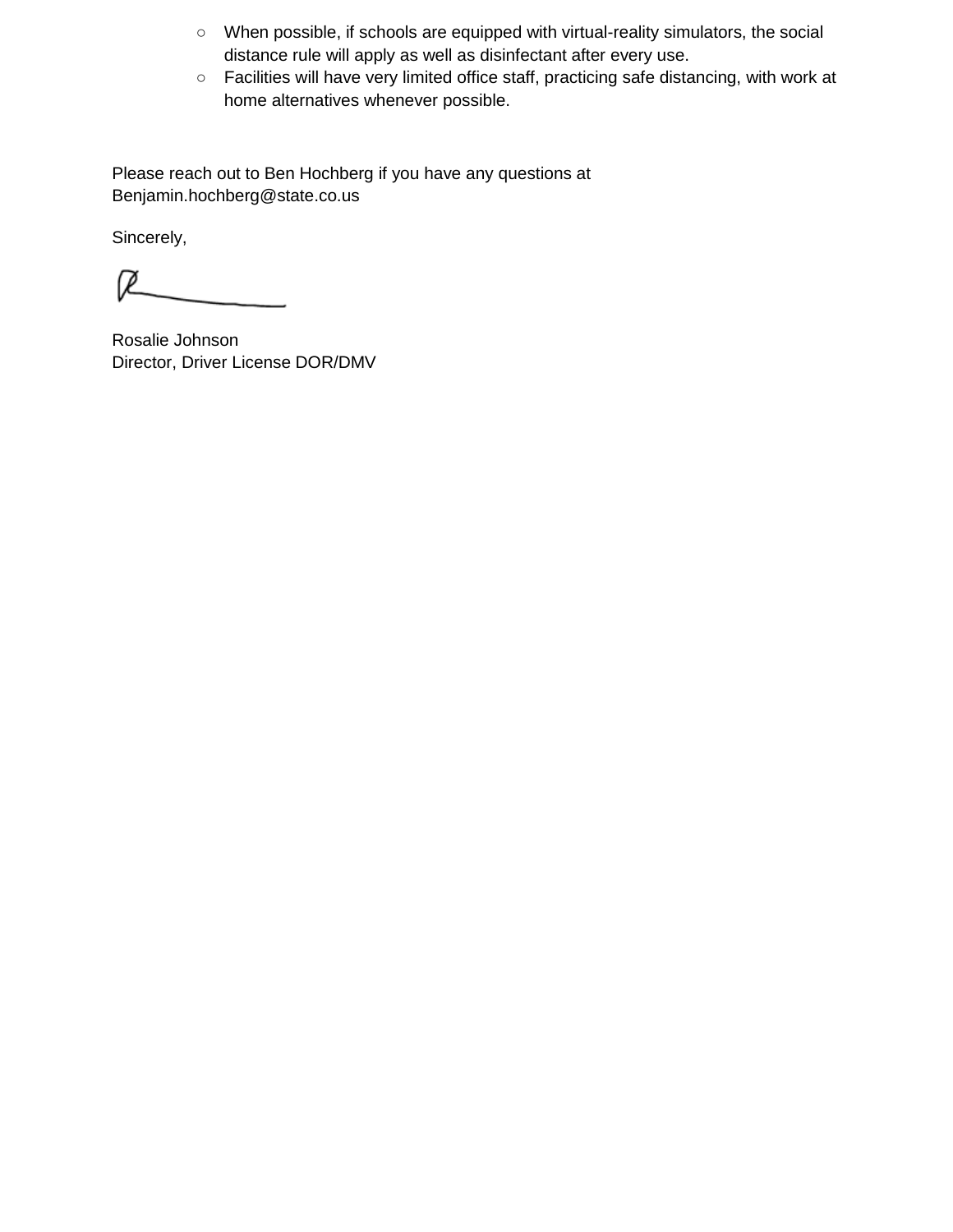- When possible, if schools are equipped with virtual-reality simulators, the social distance rule will apply as well as disinfectant after every use.
- Facilities will have very limited office staff, practicing safe distancing, with work at home alternatives whenever possible.

Please reach out to Ben Hochberg if you have any questions at Benjamin.hochberg@state.co.us

Sincerely,

Rosalie Johnson
Director, Driver License DOR/DMV